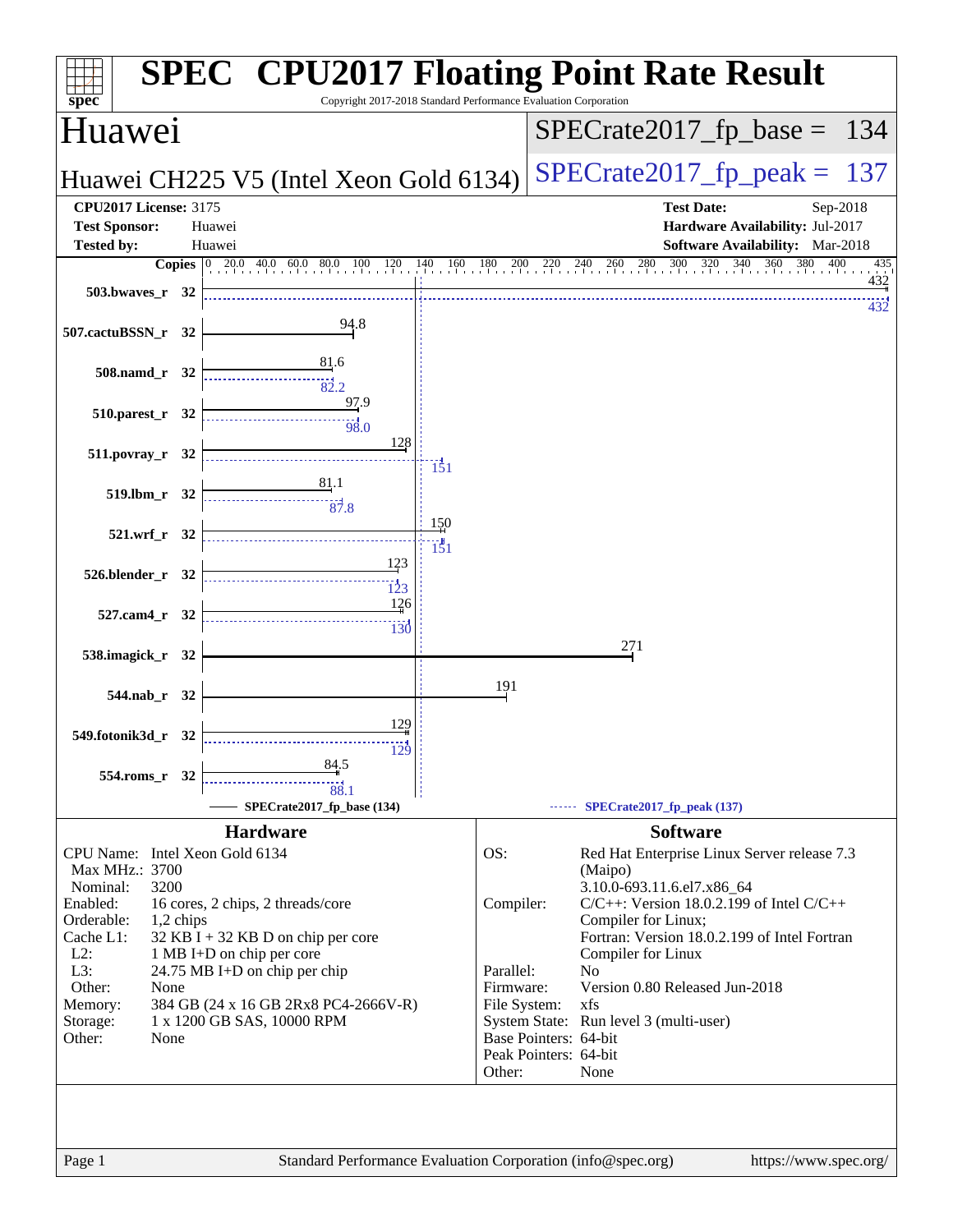# SPEC CPU2017 Floating Point Rate Result

Copyright 2017-2018 Standard Performance Evaluation Corporation

## Huawei

**Huawei CH225 V5 (Intel Xeon Gold 6134)**

SPECrate2017_fp_base = 134

SPECrate2017_fp_peak = 137

**CPU2017 License:** 3175
**Test Sponsor:** Huawei
**Tested by:** Huawei

**Test Date:** Sep-2018
**Hardware Availability:** Jul-2017
**Software Availability:** Mar-2018

| Benchmark | Copies | Base | Peak |
|---|---|---|---|
| 503.bwaves_r | 32 | 432 | 432 |
| 507.cactuBSSN_r | 32 | 94.8 | |
| 508.namd_r | 32 | 81.6 | 82.2 |
| 510.parest_r | 32 | 97.9 | 98.0 |
| 511.povray_r | 32 | 128 | 151 |
| 519.lbm_r | 32 | 81.1 | 87.8 |
| 521.wrf_r | 32 | 150 | 151 |
| 526.blender_r | 32 | 123 | 123 |
| 527.cam4_r | 32 | 126 | 130 |
| 538.imagick_r | 32 | 271 | |
| 544.nab_r | 32 | 191 | |
| 549.fotonik3d_r | 32 | 129 | 129 |
| 554.roms_r | 32 | 84.5 | 88.1 |

SPECrate2017_fp_base (134) — SPECrate2017_fp_peak (137)

## Hardware

- **CPU Name:** Intel Xeon Gold 6134
- **Max MHz.:** 3700
- **Nominal:** 3200
- **Enabled:** 16 cores, 2 chips, 2 threads/core
- **Orderable:** 1,2 chips
- **Cache L1:** 32 KB I + 32 KB D on chip per core
- **L2:** 1 MB I+D on chip per core
- **L3:** 24.75 MB I+D on chip per chip
- **Other:** None
- **Memory:** 384 GB (24 x 16 GB 2Rx8 PC4-2666V-R)
- **Storage:** 1 x 1200 GB SAS, 10000 RPM
- **Other:** None

## Software

- **OS:** Red Hat Enterprise Linux Server release 7.3 (Maipo) 3.10.0-693.11.6.el7.x86_64
- **Compiler:** C/C++: Version 18.0.2.199 of Intel C/C++ Compiler for Linux; Fortran: Version 18.0.2.199 of Intel Fortran Compiler for Linux
- **Parallel:** No
- **Firmware:** Version 0.80 Released Jun-2018
- **File System:** xfs
- **System State:** Run level 3 (multi-user)
- **Base Pointers:** 64-bit
- **Peak Pointers:** 64-bit
- **Other:** None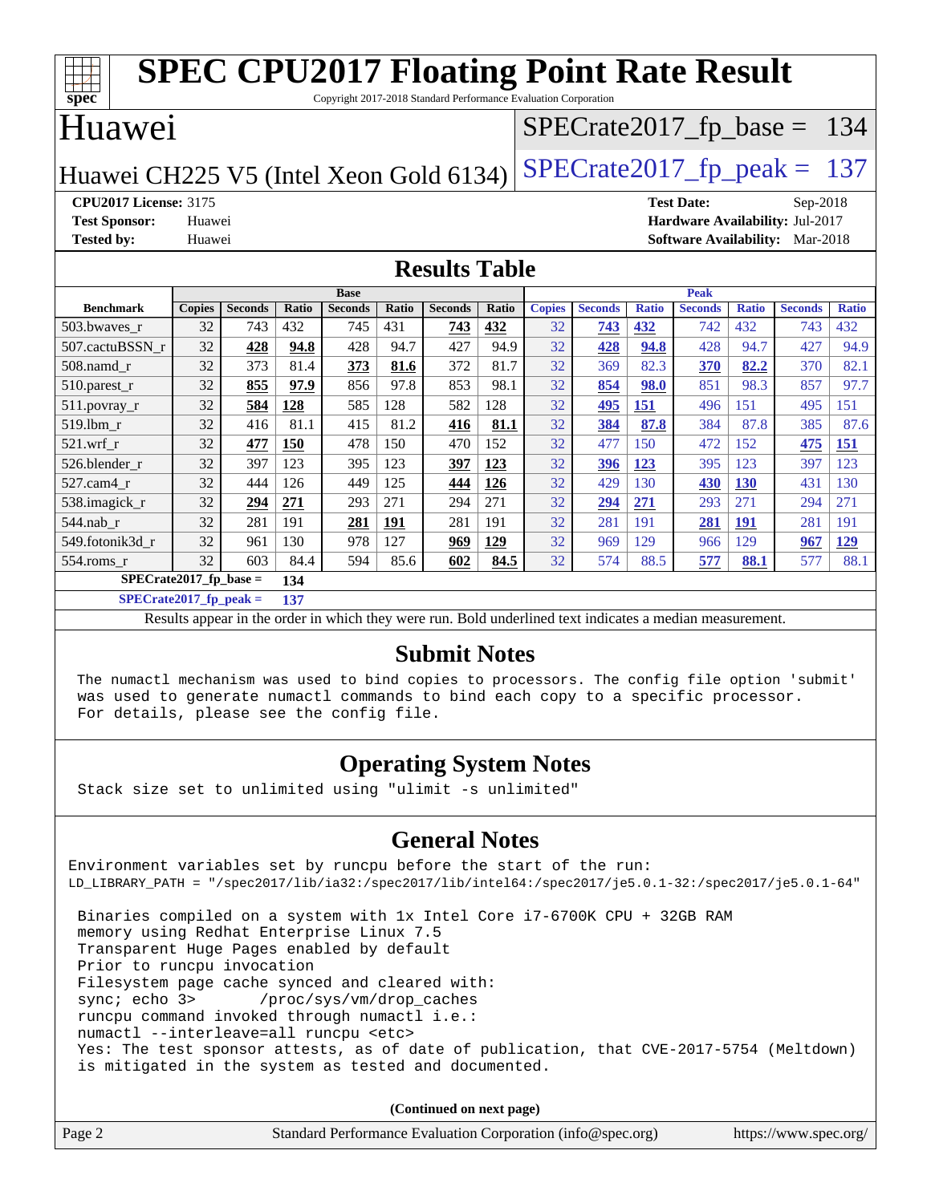# SPEC CPU2017 Floating Point Rate Result

Copyright 2017-2018 Standard Performance Evaluation Corporation

## Huawei

Huawei CH225 V5 (Intel Xeon Gold 6134)

SPECrate2017_fp_base = 134

SPECrate2017_fp_peak = 137

**CPU2017 License:** 3175
**Test Sponsor:** Huawei
**Tested by:** Huawei

**Test Date:** Sep-2018
**Hardware Availability:** Jul-2017
**Software Availability:** Mar-2018

## Results Table

| Benchmark | Base | | | | | | | Peak | | | | | | |
|---|---|---|---|---|---|---|---|---|---|---|---|---|---|---|
| | Copies | Seconds | Ratio | Seconds | Ratio | Seconds | Ratio | Copies | Seconds | Ratio | Seconds | Ratio | Seconds | Ratio |
| 503.bwaves_r | 32 | 743 | 432 | 745 | 431 | **743** | **432** | 32 | **743** | **432** | 742 | 432 | 743 | 432 |
| 507.cactuBSSN_r | 32 | **428** | **94.8** | 428 | 94.7 | 427 | 94.9 | 32 | **428** | **94.8** | 428 | 94.7 | 427 | 94.9 |
| 508.namd_r | 32 | 373 | 81.4 | **373** | **81.6** | 372 | 81.7 | 32 | 369 | 82.3 | **370** | **82.2** | 370 | 82.1 |
| 510.parest_r | 32 | **855** | **97.9** | 856 | 97.8 | 853 | 98.1 | 32 | **854** | **98.0** | 851 | 98.3 | 857 | 97.7 |
| 511.povray_r | 32 | **584** | **128** | 585 | 128 | 582 | 128 | 32 | **495** | **151** | 496 | 151 | 495 | 151 |
| 519.lbm_r | 32 | 416 | 81.1 | 415 | 81.2 | **416** | **81.1** | 32 | **384** | **87.8** | 384 | 87.8 | 385 | 87.6 |
| 521.wrf_r | 32 | **477** | **150** | 478 | 150 | 470 | 152 | 32 | 477 | 150 | 472 | 152 | **475** | **151** |
| 526.blender_r | 32 | 397 | 123 | 395 | 123 | **397** | **123** | 32 | **396** | **123** | 395 | 123 | 397 | 123 |
| 527.cam4_r | 32 | 444 | 126 | 449 | 125 | **444** | **126** | 32 | 429 | 130 | **430** | **130** | 431 | 130 |
| 538.imagick_r | 32 | **294** | **271** | 293 | 271 | 294 | 271 | 32 | **294** | **271** | 293 | 271 | 294 | 271 |
| 544.nab_r | 32 | 281 | 191 | **281** | **191** | 281 | 191 | 32 | 281 | 191 | **281** | **191** | 281 | 191 |
| 549.fotonik3d_r | 32 | 961 | 130 | 978 | 127 | **969** | **129** | 32 | 969 | 129 | 966 | 129 | **967** | **129** |
| 554.roms_r | 32 | 603 | 84.4 | 594 | 85.6 | **602** | **84.5** | 32 | 574 | 88.5 | **577** | **88.1** | 577 | 88.1 |

**SPECrate2017_fp_base = 134**

**SPECrate2017_fp_peak = 137**

Results appear in the order in which they were run. Bold underlined text indicates a median measurement.

## Submit Notes

```
The numactl mechanism was used to bind copies to processors. The config file option 'submit'
was used to generate numactl commands to bind each copy to a specific processor.
For details, please see the config file.
```

## Operating System Notes

```
Stack size set to unlimited using "ulimit -s unlimited"
```

## General Notes

```
Environment variables set by runcpu before the start of the run:
LD_LIBRARY_PATH = "/spec2017/lib/ia32:/spec2017/lib/intel64:/spec2017/je5.0.1-32:/spec2017/je5.0.1-64"

 Binaries compiled on a system with 1x Intel Core i7-6700K CPU + 32GB RAM
 memory using Redhat Enterprise Linux 7.5
 Transparent Huge Pages enabled by default
 Prior to runcpu invocation
 Filesystem page cache synced and cleared with:
 sync; echo 3>       /proc/sys/vm/drop_caches
 runcpu command invoked through numactl i.e.:
 numactl --interleave=all runcpu <etc>
 Yes: The test sponsor attests, as of date of publication, that CVE-2017-5754 (Meltdown)
 is mitigated in the system as tested and documented.
```

(Continued on next page)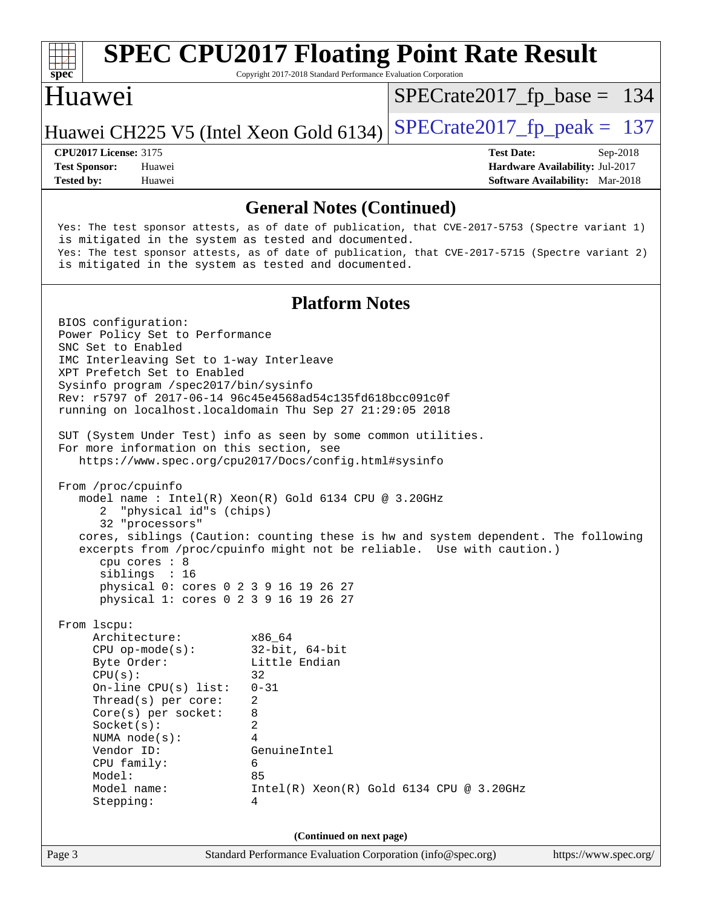# SPEC CPU2017 Floating Point Rate Result

Copyright 2017-2018 Standard Performance Evaluation Corporation

## Huawei

Huawei CH225 V5 (Intel Xeon Gold 6134)

SPECrate2017_fp_base = 134

SPECrate2017_fp_peak = 137

**CPU2017 License:** 3175
**Test Sponsor:** Huawei
**Tested by:** Huawei

**Test Date:** Sep-2018
**Hardware Availability:** Jul-2017
**Software Availability:** Mar-2018

### General Notes (Continued)

```
Yes: The test sponsor attests, as of date of publication, that CVE-2017-5753 (Spectre variant 1)
is mitigated in the system as tested and documented.
Yes: The test sponsor attests, as of date of publication, that CVE-2017-5715 (Spectre variant 2)
is mitigated in the system as tested and documented.
```

### Platform Notes

```
BIOS configuration:
Power Policy Set to Performance
SNC Set to Enabled
IMC Interleaving Set to 1-way Interleave
XPT Prefetch Set to Enabled
Sysinfo program /spec2017/bin/sysinfo
Rev: r5797 of 2017-06-14 96c45e4568ad54c135fd618bcc091c0f
running on localhost.localdomain Thu Sep 27 21:29:05 2018

SUT (System Under Test) info as seen by some common utilities.
For more information on this section, see
   https://www.spec.org/cpu2017/Docs/config.html#sysinfo

From /proc/cpuinfo
   model name : Intel(R) Xeon(R) Gold 6134 CPU @ 3.20GHz
      2  "physical id"s (chips)
      32 "processors"
   cores, siblings (Caution: counting these is hw and system dependent. The following
   excerpts from /proc/cpuinfo might not be reliable.  Use with caution.)
      cpu cores : 8
      siblings  : 16
      physical 0: cores 0 2 3 9 16 19 26 27
      physical 1: cores 0 2 3 9 16 19 26 27

From lscpu:
     Architecture:          x86_64
     CPU op-mode(s):        32-bit, 64-bit
     Byte Order:            Little Endian
     CPU(s):                32
     On-line CPU(s) list:   0-31
     Thread(s) per core:    2
     Core(s) per socket:    8
     Socket(s):             2
     NUMA node(s):          4
     Vendor ID:             GenuineIntel
     CPU family:            6
     Model:                 85
     Model name:            Intel(R) Xeon(R) Gold 6134 CPU @ 3.20GHz
     Stepping:              4
```

(Continued on next page)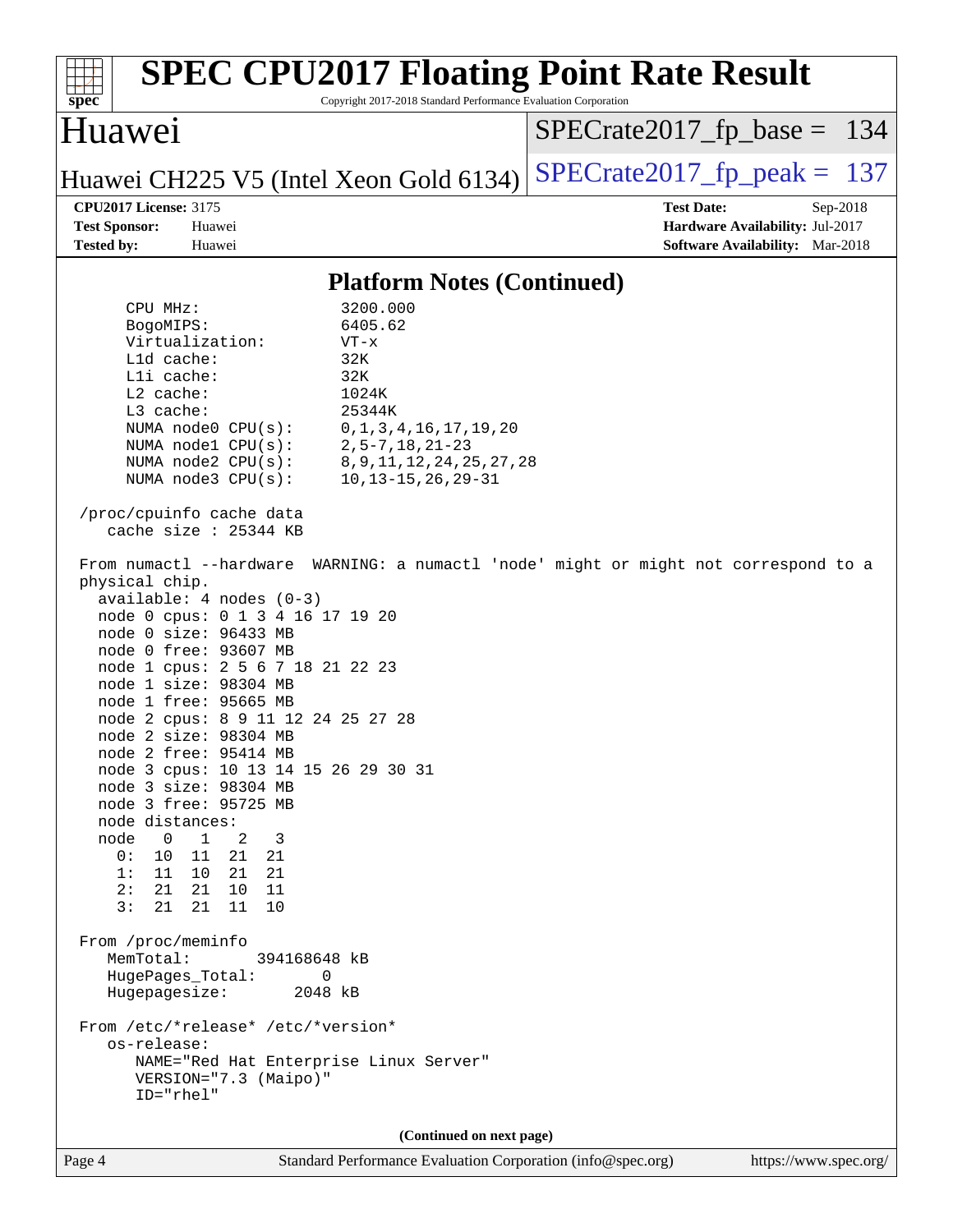# SPEC CPU2017 Floating Point Rate Result

Copyright 2017-2018 Standard Performance Evaluation Corporation

**Huawei**

**Huawei CH225 V5 (Intel Xeon Gold 6134)**

SPECrate2017_fp_base = 134

SPECrate2017_fp_peak = 137

**CPU2017 License:** 3175
**Test Sponsor:** Huawei
**Tested by:** Huawei

**Test Date:** Sep-2018
**Hardware Availability:** Jul-2017
**Software Availability:** Mar-2018

## Platform Notes (Continued)

```
     CPU MHz:               3200.000
     BogoMIPS:              6405.62
     Virtualization:        VT-x
     L1d cache:             32K
     L1i cache:             32K
     L2 cache:              1024K
     L3 cache:              25344K
     NUMA node0 CPU(s):     0,1,3,4,16,17,19,20
     NUMA node1 CPU(s):     2,5-7,18,21-23
     NUMA node2 CPU(s):     8,9,11,12,24,25,27,28
     NUMA node3 CPU(s):     10,13-15,26,29-31

 /proc/cpuinfo cache data
    cache size : 25344 KB

 From numactl --hardware  WARNING: a numactl 'node' might or might not correspond to a
 physical chip.
   available: 4 nodes (0-3)
   node 0 cpus: 0 1 3 4 16 17 19 20
   node 0 size: 96433 MB
   node 0 free: 93607 MB
   node 1 cpus: 2 5 6 7 18 21 22 23
   node 1 size: 98304 MB
   node 1 free: 95665 MB
   node 2 cpus: 8 9 11 12 24 25 27 28
   node 2 size: 98304 MB
   node 2 free: 95414 MB
   node 3 cpus: 10 13 14 15 26 29 30 31
   node 3 size: 98304 MB
   node 3 free: 95725 MB
   node distances:
   node   0   1   2   3
     0:  10  11  21  21
     1:  11  10  21  21
     2:  21  21  10  11
     3:  21  21  11  10

 From /proc/meminfo
    MemTotal:       394168648 kB
    HugePages_Total:       0
    Hugepagesize:       2048 kB

 From /etc/*release* /etc/*version*
    os-release:
       NAME="Red Hat Enterprise Linux Server"
       VERSION="7.3 (Maipo)"
       ID="rhel"
```

(Continued on next page)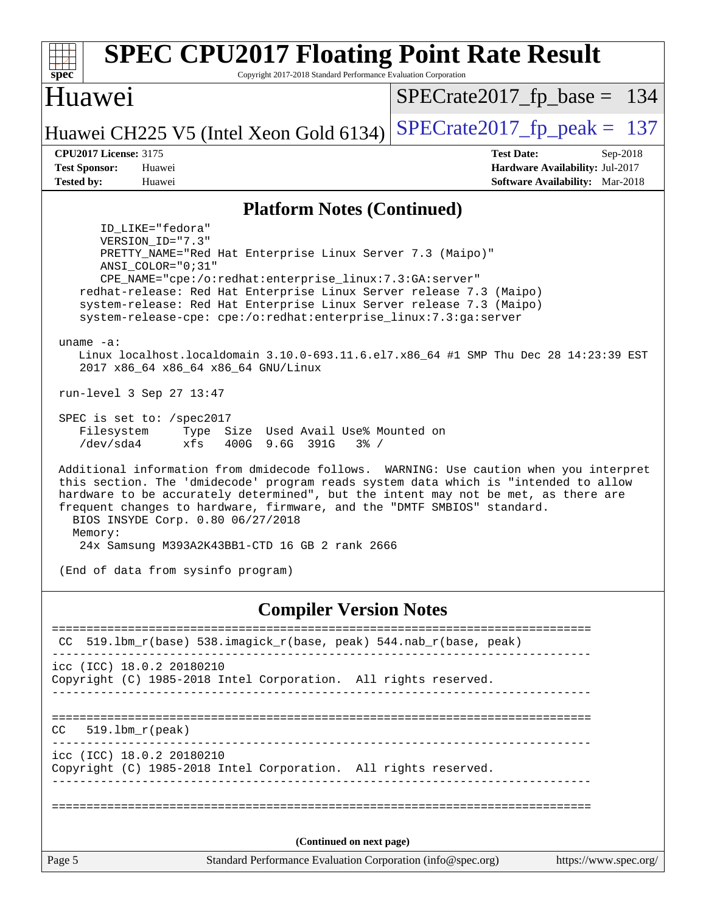## Platform Notes (Continued)

```
      ID_LIKE="fedora"
      VERSION_ID="7.3"
      PRETTY_NAME="Red Hat Enterprise Linux Server 7.3 (Maipo)"
      ANSI_COLOR="0;31"
      CPE_NAME="cpe:/o:redhat:enterprise_linux:7.3:GA:server"
   redhat-release: Red Hat Enterprise Linux Server release 7.3 (Maipo)
   system-release: Red Hat Enterprise Linux Server release 7.3 (Maipo)
   system-release-cpe: cpe:/o:redhat:enterprise_linux:7.3:ga:server

uname -a:
   Linux localhost.localdomain 3.10.0-693.11.6.el7.x86_64 #1 SMP Thu Dec 28 14:23:39 EST
   2017 x86_64 x86_64 x86_64 GNU/Linux

run-level 3 Sep 27 13:47

SPEC is set to: /spec2017
   Filesystem     Type  Size  Used Avail Use% Mounted on
   /dev/sda4      xfs   400G  9.6G  391G   3% /

Additional information from dmidecode follows.  WARNING: Use caution when you interpret
this section. The 'dmidecode' program reads system data which is "intended to allow
hardware to be accurately determined", but the intent may not be met, as there are
frequent changes to hardware, firmware, and the "DMTF SMBIOS" standard.
  BIOS INSYDE Corp. 0.80 06/27/2018
  Memory:
   24x Samsung M393A2K43BB1-CTD 16 GB 2 rank 2666

(End of data from sysinfo program)
```

## Compiler Version Notes

```
==============================================================================
 CC  519.lbm_r(base) 538.imagick_r(base, peak) 544.nab_r(base, peak)
------------------------------------------------------------------------------
icc (ICC) 18.0.2 20180210
Copyright (C) 1985-2018 Intel Corporation.  All rights reserved.
------------------------------------------------------------------------------

==============================================================================
CC   519.lbm_r(peak)
------------------------------------------------------------------------------
icc (ICC) 18.0.2 20180210
Copyright (C) 1985-2018 Intel Corporation.  All rights reserved.
------------------------------------------------------------------------------

==============================================================================
```

(Continued on next page)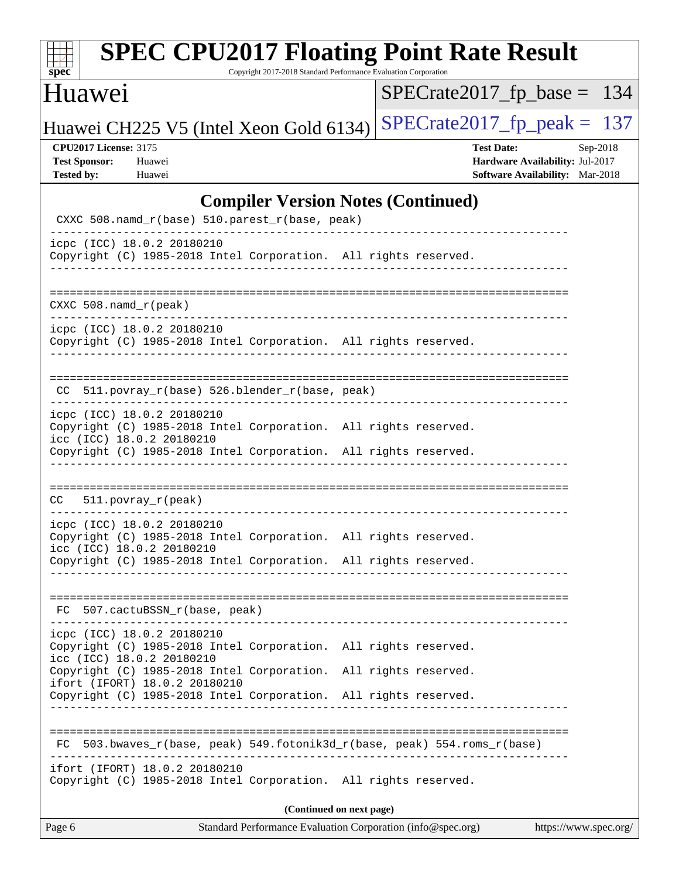## Compiler Version Notes (Continued)

```
 CXXC 508.namd_r(base) 510.parest_r(base, peak)
------------------------------------------------------------------------------
icpc (ICC) 18.0.2 20180210
Copyright (C) 1985-2018 Intel Corporation.  All rights reserved.
------------------------------------------------------------------------------


==============================================================================
 CXXC 508.namd_r(peak)
------------------------------------------------------------------------------
icpc (ICC) 18.0.2 20180210
Copyright (C) 1985-2018 Intel Corporation.  All rights reserved.
------------------------------------------------------------------------------


==============================================================================
 CC  511.povray_r(base) 526.blender_r(base, peak)
------------------------------------------------------------------------------
icpc (ICC) 18.0.2 20180210
Copyright (C) 1985-2018 Intel Corporation.  All rights reserved.
icc (ICC) 18.0.2 20180210
Copyright (C) 1985-2018 Intel Corporation.  All rights reserved.
------------------------------------------------------------------------------


==============================================================================
 CC   511.povray_r(peak)
------------------------------------------------------------------------------
icpc (ICC) 18.0.2 20180210
Copyright (C) 1985-2018 Intel Corporation.  All rights reserved.
icc (ICC) 18.0.2 20180210
Copyright (C) 1985-2018 Intel Corporation.  All rights reserved.
------------------------------------------------------------------------------


==============================================================================
 FC  507.cactuBSSN_r(base, peak)
------------------------------------------------------------------------------
icpc (ICC) 18.0.2 20180210
Copyright (C) 1985-2018 Intel Corporation.  All rights reserved.
icc (ICC) 18.0.2 20180210
Copyright (C) 1985-2018 Intel Corporation.  All rights reserved.
ifort (IFORT) 18.0.2 20180210
Copyright (C) 1985-2018 Intel Corporation.  All rights reserved.
------------------------------------------------------------------------------


==============================================================================
 FC  503.bwaves_r(base, peak) 549.fotonik3d_r(base, peak) 554.roms_r(base)
------------------------------------------------------------------------------
ifort (IFORT) 18.0.2 20180210
Copyright (C) 1985-2018 Intel Corporation.  All rights reserved.
```

(Continued on next page)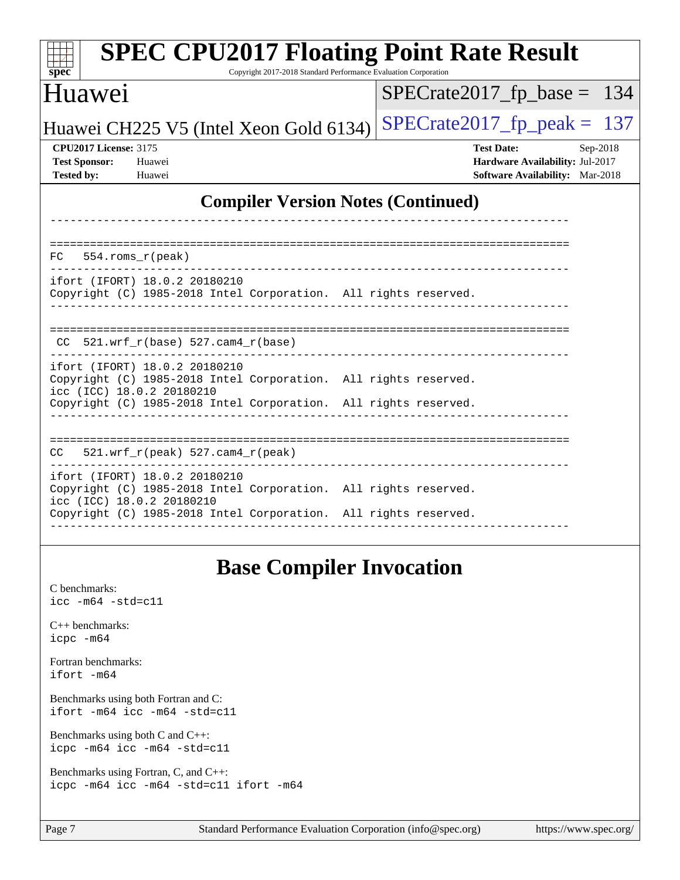## Compiler Version Notes (Continued)

```
------------------------------------------------------------------------------

==============================================================================
FC   554.roms_r(peak)
------------------------------------------------------------------------------
ifort (IFORT) 18.0.2 20180210
Copyright (C) 1985-2018 Intel Corporation.  All rights reserved.
------------------------------------------------------------------------------

==============================================================================
 CC  521.wrf_r(base) 527.cam4_r(base)
------------------------------------------------------------------------------
ifort (IFORT) 18.0.2 20180210
Copyright (C) 1985-2018 Intel Corporation.  All rights reserved.
icc (ICC) 18.0.2 20180210
Copyright (C) 1985-2018 Intel Corporation.  All rights reserved.
------------------------------------------------------------------------------

==============================================================================
CC   521.wrf_r(peak) 527.cam4_r(peak)
------------------------------------------------------------------------------
ifort (IFORT) 18.0.2 20180210
Copyright (C) 1985-2018 Intel Corporation.  All rights reserved.
icc (ICC) 18.0.2 20180210
Copyright (C) 1985-2018 Intel Corporation.  All rights reserved.
------------------------------------------------------------------------------
```

## Base Compiler Invocation

C benchmarks:
`icc -m64 -std=c11`

C++ benchmarks:
`icpc -m64`

Fortran benchmarks:
`ifort -m64`

Benchmarks using both Fortran and C:
`ifort -m64 icc -m64 -std=c11`

Benchmarks using both C and C++:
`icpc -m64 icc -m64 -std=c11`

Benchmarks using Fortran, C, and C++:
`icpc -m64 icc -m64 -std=c11 ifort -m64`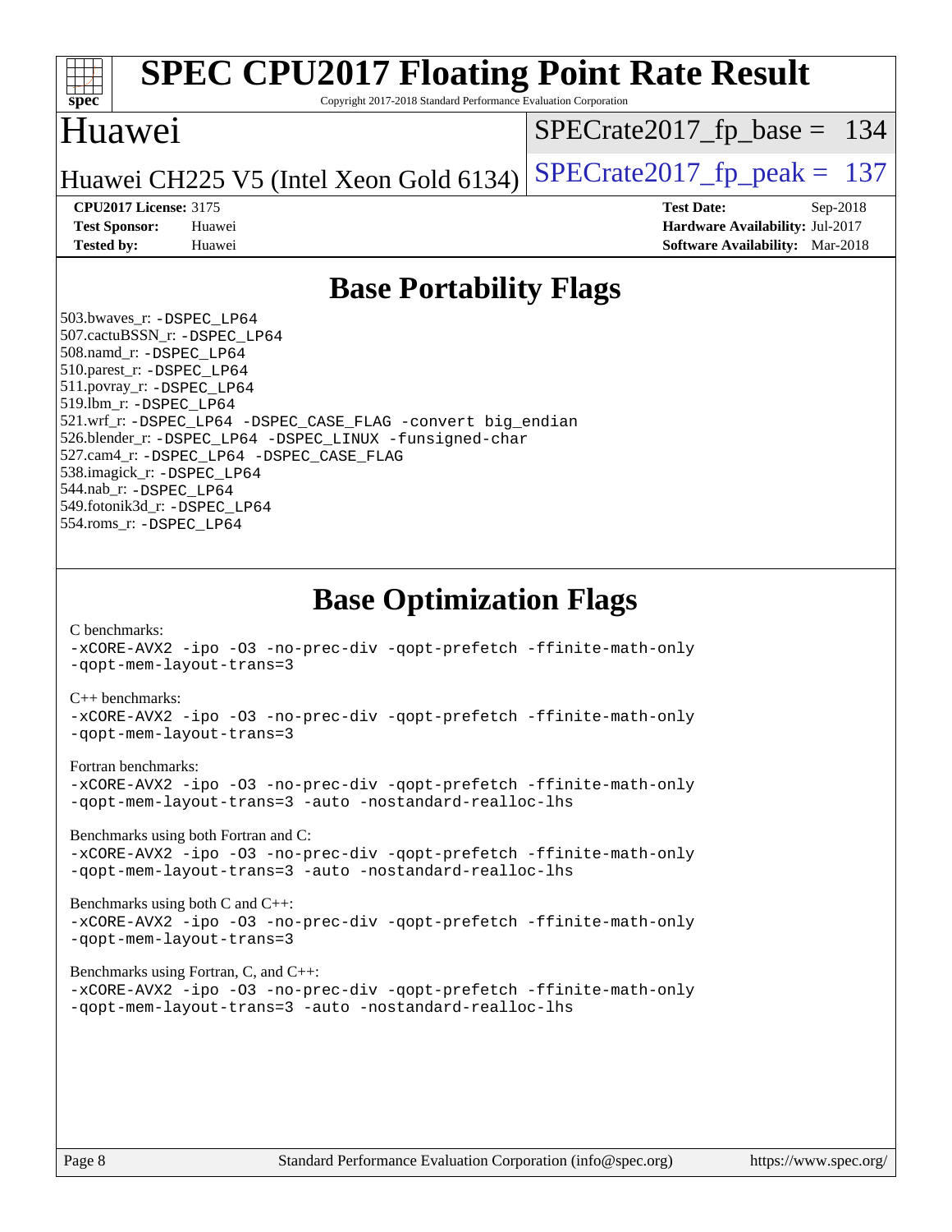# SPEC CPU2017 Floating Point Rate Result

Copyright 2017-2018 Standard Performance Evaluation Corporation

## Huawei

Huawei CH225 V5 (Intel Xeon Gold 6134)

SPECrate2017_fp_base = 134

SPECrate2017_fp_peak = 137

**CPU2017 License:** 3175
**Test Sponsor:** Huawei
**Tested by:** Huawei

**Test Date:** Sep-2018
**Hardware Availability:** Jul-2017
**Software Availability:** Mar-2018

## Base Portability Flags

503.bwaves_r: -DSPEC_LP64
507.cactuBSSN_r: -DSPEC_LP64
508.namd_r: -DSPEC_LP64
510.parest_r: -DSPEC_LP64
511.povray_r: -DSPEC_LP64
519.lbm_r: -DSPEC_LP64
521.wrf_r: -DSPEC_LP64 -DSPEC_CASE_FLAG -convert big_endian
526.blender_r: -DSPEC_LP64 -DSPEC_LINUX -funsigned-char
527.cam4_r: -DSPEC_LP64 -DSPEC_CASE_FLAG
538.imagick_r: -DSPEC_LP64
544.nab_r: -DSPEC_LP64
549.fotonik3d_r: -DSPEC_LP64
554.roms_r: -DSPEC_LP64

## Base Optimization Flags

C benchmarks:
-xCORE-AVX2 -ipo -O3 -no-prec-div -qopt-prefetch -ffinite-math-only
-qopt-mem-layout-trans=3

C++ benchmarks:
-xCORE-AVX2 -ipo -O3 -no-prec-div -qopt-prefetch -ffinite-math-only
-qopt-mem-layout-trans=3

Fortran benchmarks:
-xCORE-AVX2 -ipo -O3 -no-prec-div -qopt-prefetch -ffinite-math-only
-qopt-mem-layout-trans=3 -auto -nostandard-realloc-lhs

Benchmarks using both Fortran and C:
-xCORE-AVX2 -ipo -O3 -no-prec-div -qopt-prefetch -ffinite-math-only
-qopt-mem-layout-trans=3 -auto -nostandard-realloc-lhs

Benchmarks using both C and C++:
-xCORE-AVX2 -ipo -O3 -no-prec-div -qopt-prefetch -ffinite-math-only
-qopt-mem-layout-trans=3

Benchmarks using Fortran, C, and C++:
-xCORE-AVX2 -ipo -O3 -no-prec-div -qopt-prefetch -ffinite-math-only
-qopt-mem-layout-trans=3 -auto -nostandard-realloc-lhs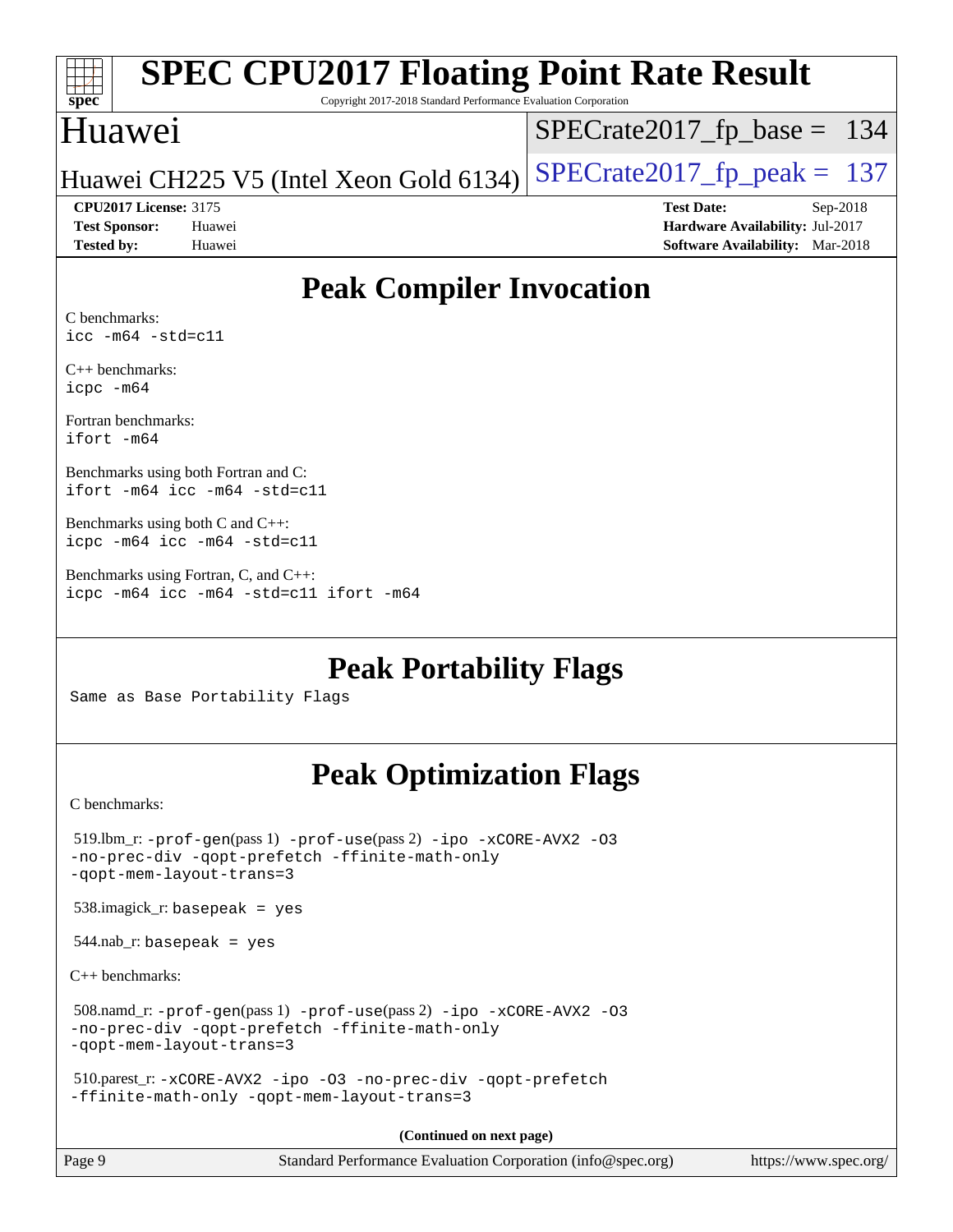# Peak Compiler Invocation

C benchmarks:
```
icc -m64 -std=c11
```

C++ benchmarks:
```
icpc -m64
```

Fortran benchmarks:
```
ifort -m64
```

Benchmarks using both Fortran and C:
```
ifort -m64 icc -m64 -std=c11
```

Benchmarks using both C and C++:
```
icpc -m64 icc -m64 -std=c11
```

Benchmarks using Fortran, C, and C++:
```
icpc -m64 icc -m64 -std=c11 ifort -m64
```

# Peak Portability Flags

Same as Base Portability Flags

# Peak Optimization Flags

C benchmarks:

519.lbm_r: -prof-gen(pass 1) -prof-use(pass 2) -ipo -xCORE-AVX2 -O3 -no-prec-div -qopt-prefetch -ffinite-math-only -qopt-mem-layout-trans=3

538.imagick_r: basepeak = yes

544.nab_r: basepeak = yes

C++ benchmarks:

508.namd_r: -prof-gen(pass 1) -prof-use(pass 2) -ipo -xCORE-AVX2 -O3 -no-prec-div -qopt-prefetch -ffinite-math-only -qopt-mem-layout-trans=3

510.parest_r: -xCORE-AVX2 -ipo -O3 -no-prec-div -qopt-prefetch -ffinite-math-only -qopt-mem-layout-trans=3

**(Continued on next page)**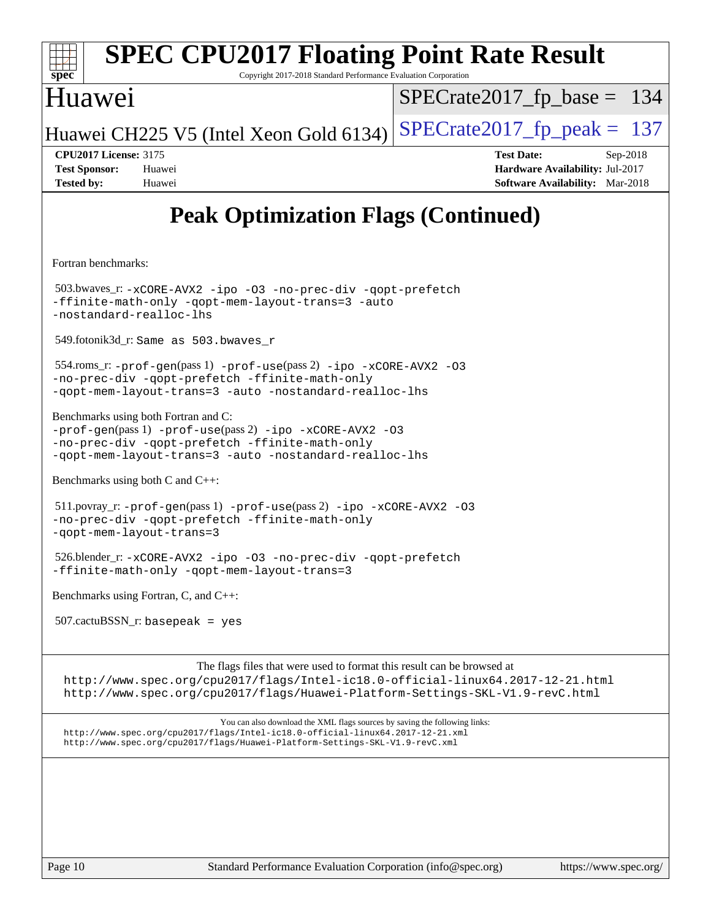# Peak Optimization Flags (Continued)

Fortran benchmarks:

503.bwaves_r: -xCORE-AVX2 -ipo -O3 -no-prec-div -qopt-prefetch -ffinite-math-only -qopt-mem-layout-trans=3 -auto -nostandard-realloc-lhs

549.fotonik3d_r: Same as 503.bwaves_r

554.roms_r: -prof-gen(pass 1) -prof-use(pass 2) -ipo -xCORE-AVX2 -O3 -no-prec-div -qopt-prefetch -ffinite-math-only -qopt-mem-layout-trans=3 -auto -nostandard-realloc-lhs

Benchmarks using both Fortran and C:
-prof-gen(pass 1) -prof-use(pass 2) -ipo -xCORE-AVX2 -O3 -no-prec-div -qopt-prefetch -ffinite-math-only -qopt-mem-layout-trans=3 -auto -nostandard-realloc-lhs

Benchmarks using both C and C++:

511.povray_r: -prof-gen(pass 1) -prof-use(pass 2) -ipo -xCORE-AVX2 -O3 -no-prec-div -qopt-prefetch -ffinite-math-only -qopt-mem-layout-trans=3

526.blender_r: -xCORE-AVX2 -ipo -O3 -no-prec-div -qopt-prefetch -ffinite-math-only -qopt-mem-layout-trans=3

Benchmarks using Fortran, C, and C++:

507.cactuBSSN_r: basepeak = yes

The flags files that were used to format this result can be browsed at
http://www.spec.org/cpu2017/flags/Intel-ic18.0-official-linux64.2017-12-21.html
http://www.spec.org/cpu2017/flags/Huawei-Platform-Settings-SKL-V1.9-revC.html

You can also download the XML flags sources by saving the following links:
http://www.spec.org/cpu2017/flags/Intel-ic18.0-official-linux64.2017-12-21.xml
http://www.spec.org/cpu2017/flags/Huawei-Platform-Settings-SKL-V1.9-revC.xml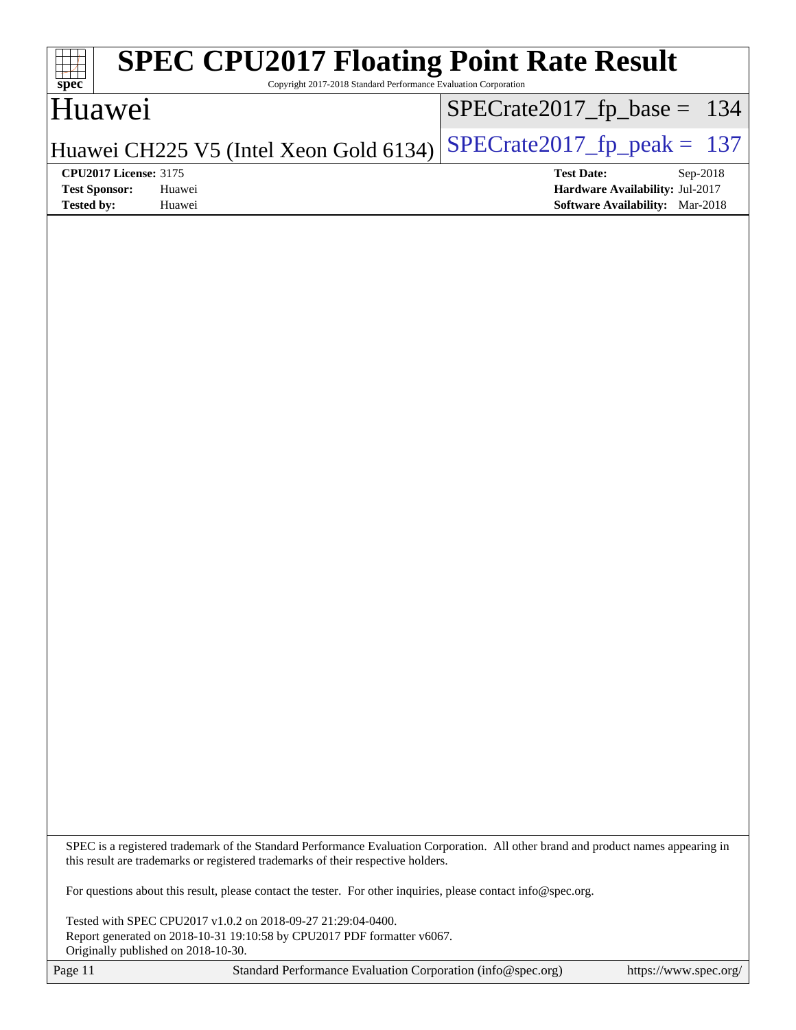SPEC is a registered trademark of the Standard Performance Evaluation Corporation. All other brand and product names appearing in this result are trademarks or registered trademarks of their respective holders.

For questions about this result, please contact the tester. For other inquiries, please contact info@spec.org.

Tested with SPEC CPU2017 v1.0.2 on 2018-09-27 21:29:04-0400.
Report generated on 2018-10-31 19:10:58 by CPU2017 PDF formatter v6067.
Originally published on 2018-10-30.